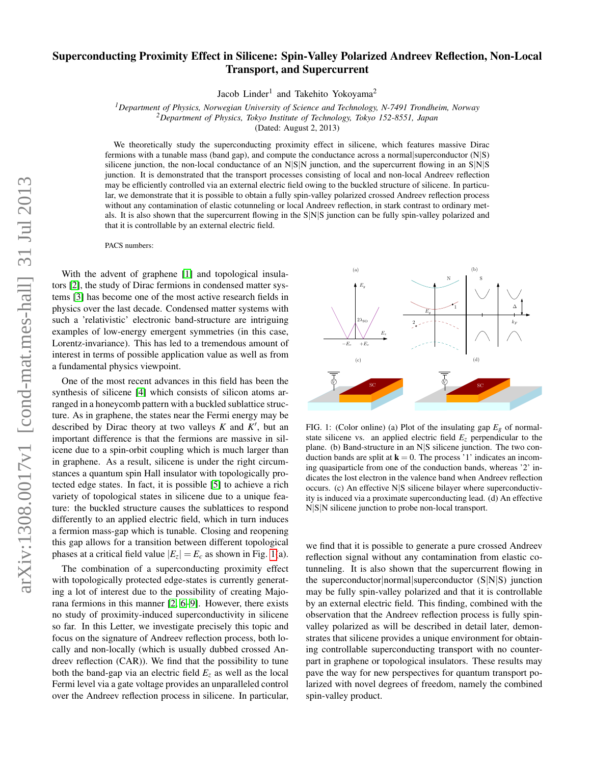# Superconducting Proximity Effect in Silicene: Spin-Valley Polarized Andreev Reflection, Non-Local Transport, and Supercurrent

Jacob Linder[1] and Takehito Yokoyama[2]

[1]*Department of Physics, Norwegian University of Science and Technology, N-7491 Trondheim, Norway*
[2]*Department of Physics, Tokyo Institute of Technology, Tokyo 152-8551, Japan*
(Dated: August 2, 2013)

We theoretically study the superconducting proximity effect in silicene, which features massive Dirac fermions with a tunable mass (band gap), and compute the conductance across a normal|superconductor (N|S) silicene junction, the non-local conductance of an N|S|N junction, and the supercurrent flowing in an S|N|S junction. It is demonstrated that the transport processes consisting of local and non-local Andreev reflection may be efficiently controlled via an external electric field owing to the buckled structure of silicene. In particular, we demonstrate that it is possible to obtain a fully spin-valley polarized crossed Andreev reflection process without any contamination of elastic cotunneling or local Andreev reflection, in stark contrast to ordinary metals. It is also shown that the supercurrent flowing in the S|N|S junction can be fully spin-valley polarized and that it is controllable by an external electric field.

PACS numbers:

With the advent of graphene [1] and topological insulators [2], the study of Dirac fermions in condensed matter systems [3] has become one of the most active research fields in physics over the last decade. Condensed matter systems with such a 'relativistic' electronic band-structure are intriguing examples of low-energy emergent symmetries (in this case, Lorentz-invariance). This has led to a tremendous amount of interest in terms of possible application value as well as from a fundamental physics viewpoint.

One of the most recent advances in this field has been the synthesis of silicene [4] which consists of silicon atoms arranged in a honeycomb pattern with a buckled sublattice structure. As in graphene, the states near the Fermi energy may be described by Dirac theory at two valleys $K$ and $K'$, but an important difference is that the fermions are massive in silicene due to a spin-orbit coupling which is much larger than in graphene. As a result, silicene is under the right circumstances a quantum spin Hall insulator with topologically protected edge states. In fact, it is possible [5] to achieve a rich variety of topological states in silicene due to a unique feature: the buckled structure causes the sublattices to respond differently to an applied electric field, which in turn induces a fermion mass-gap which is tunable. Closing and reopening this gap allows for a transition between different topological phases at a critical field value $|E_z| = E_c$ as shown in Fig. 1(a).

The combination of a superconducting proximity effect with topologically protected edge-states is currently generating a lot of interest due to the possibility of creating Majorana fermions in this manner [2, 6–9]. However, there exists no study of proximity-induced superconductivity in silicene so far. In this Letter, we investigate precisely this topic and focus on the signature of Andreev reflection process, both locally and non-locally (which is usually dubbed crossed Andreev reflection (CAR)). We find that the possibility to tune both the band-gap via an electric field $E_z$ as well as the local Fermi level via a gate voltage provides an unparalleled control over the Andreev reflection process in silicene. In particular,

FIG. 1: (Color online) (a) Plot of the insulating gap $E_g$ of normal-state silicene vs. an applied electric field $E_z$ perpendicular to the plane. (b) Band-structure in an N|S silicene junction. The two conduction bands are split at $\mathbf{k} = 0$. The process '1' indicates an incoming quasiparticle from one of the conduction bands, whereas '2' indicates the lost electron in the valence band when Andreev reflection occurs. (c) An effective N|S silicene bilayer where superconductivity is induced via a proximate superconducting lead. (d) An effective N|S|N silicene junction to probe non-local transport.

we find that it is possible to generate a pure crossed Andreev reflection signal without any contamination from elastic cotunneling. It is also shown that the supercurrent flowing in the superconductor|normal|superconductor (S|N|S) junction may be fully spin-valley polarized and that it is controllable by an external electric field. This finding, combined with the observation that the Andreev reflection process is fully spin-valley polarized as will be described in detail later, demonstrates that silicene provides a unique environment for obtaining controllable superconducting transport with no counterpart in graphene or topological insulators. These results may pave the way for new perspectives for quantum transport polarized with novel degrees of freedom, namely the combined spin-valley product.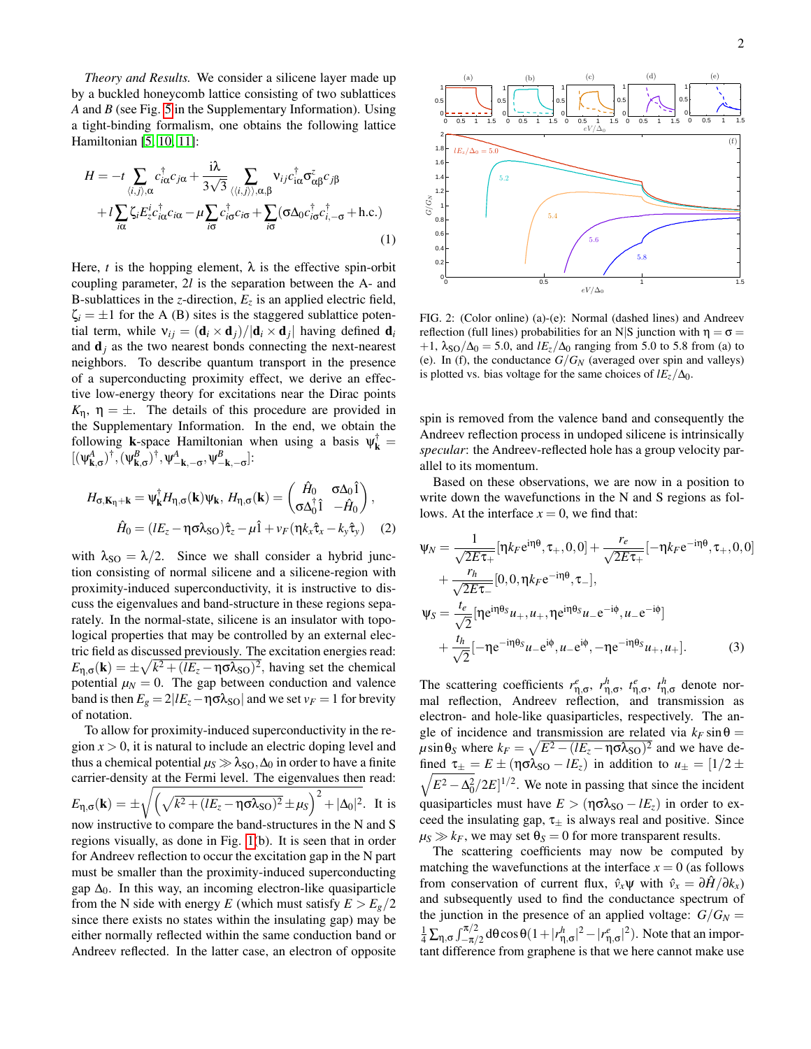*Theory and Results.* We consider a silicene layer made up by a buckled honeycomb lattice consisting of two sublattices $A$ and $B$ (see Fig. 5 in the Supplementary Information). Using a tight-binding formalism, one obtains the following lattice Hamiltonian [5, 10, 11]:

$$H = -t\sum_{\langle i,j\rangle,\alpha} c_{i\alpha}^\dagger c_{j\alpha} + \frac{\mathrm{i}\lambda}{3\sqrt{3}}\sum_{\langle\langle i,j\rangle\rangle,\alpha,\beta} \nu_{ij} c_{i\alpha}^\dagger \sigma_{\alpha\beta}^z c_{j\beta} + l\sum_{i\alpha}\zeta_i E_z^i c_{i\alpha}^\dagger c_{i\alpha} - \mu\sum_{i\sigma} c_{i\sigma}^\dagger c_{i\sigma} + \sum_{i\sigma}(\sigma\Delta_0 c_{i\sigma}^\dagger c_{i,-\sigma}^\dagger + \text{h.c.}) \tag{1}$$

Here, $t$ is the hopping element, $\lambda$ is the effective spin-orbit coupling parameter, $2l$ is the separation between the A- and B-sublattices in the $z$-direction, $E_z$ is an applied electric field, $\zeta_i = \pm 1$ for the A (B) sites is the staggered sublattice potential term, while $\nu_{ij} = (\mathbf{d}_i \times \mathbf{d}_j)/|\mathbf{d}_i \times \mathbf{d}_j|$ having defined $\mathbf{d}_i$ and $\mathbf{d}_j$ as the two nearest bonds connecting the next-nearest neighbors. To describe quantum transport in the presence of a superconducting proximity effect, we derive an effective low-energy theory for excitations near the Dirac points $K_\eta$, $\eta = \pm$. The details of this procedure are provided in the Supplementary Information. In the end, we obtain the following $\mathbf{k}$-space Hamiltonian when using a basis $\psi_\mathbf{k}^\dagger = [(\psi_{\mathbf{k},\sigma}^A)^\dagger, (\psi_{\mathbf{k},\sigma}^B)^\dagger, \psi_{-\mathbf{k},-\sigma}^A, \psi_{-\mathbf{k},-\sigma}^B]$:

$$H_{\sigma,\mathbf{K}_\eta+\mathbf{k}} = \psi_\mathbf{k}^\dagger H_{\eta,\sigma}(\mathbf{k})\psi_\mathbf{k},\; H_{\eta,\sigma}(\mathbf{k}) = \begin{pmatrix} \hat{H}_0 & \sigma\Delta_0\hat{1} \\ \sigma\Delta_0^\dagger\hat{1} & -\hat{H}_0 \end{pmatrix},$$
$$\hat{H}_0 = (lE_z - \eta\sigma\lambda_{SO})\hat{\tau}_z - \mu\hat{1} + v_F(\eta k_x\hat{\tau}_x - k_y\hat{\tau}_y) \tag{2}$$

with $\lambda_{SO} = \lambda/2$. Since we shall consider a hybrid junction consisting of normal silicene and a silicene-region with proximity-induced superconductivity, it is instructive to discuss the eigenvalues and band-structure in these regions separately. In the normal-state, silicene is an insulator with topological properties that may be controlled by an external electric field as discussed previously. The excitation energies read: $E_{\eta,\sigma}(\mathbf{k}) = \pm\sqrt{k^2 + (lE_z - \eta\sigma\lambda_{SO})^2}$, having set the chemical potential $\mu_N = 0$. The gap between conduction and valence band is then $E_g = 2|lE_z - \eta\sigma\lambda_{SO}|$ and we set $v_F = 1$ for brevity of notation.

To allow for proximity-induced superconductivity in the region $x > 0$, it is natural to include an electric doping level and thus a chemical potential $\mu_S \gg \lambda_{SO}, \Delta_0$ in order to have a finite carrier-density at the Fermi level. The eigenvalues then read: $E_{\eta,\sigma}(\mathbf{k}) = \pm\sqrt{\left(\sqrt{k^2 + (lE_z - \eta\sigma\lambda_{SO})^2} \pm \mu_S\right)^2 + |\Delta_0|^2}$. It is now instructive to compare the band-structures in the N and S regions visually, as done in Fig. 1(b). It is seen that in order for Andreev reflection to occur the excitation gap in the N part must be smaller than the proximity-induced superconducting gap $\Delta_0$. In this way, an incoming electron-like quasiparticle from the N side with energy $E$ (which must satisfy $E > E_g/2$ since there exists no states within the insulating gap) may be either normally reflected within the same conduction band or Andreev reflected. In the latter case, an electron of opposite spin is removed from the valence band and consequently the Andreev reflection process in undoped silicene is intrinsically *specular*: the Andreev-reflected hole has a group velocity parallel to its momentum.

FIG. 2: (Color online) (a)-(e): Normal (dashed lines) and Andreev reflection (full lines) probabilities for an N|S junction with $\eta = \sigma = +1$, $\lambda_{SO}/\Delta_0 = 5.0$, and $lE_z/\Delta_0$ ranging from 5.0 to 5.8 from (a) to (e). In (f), the conductance $G/G_N$ (averaged over spin and valleys) is plotted vs. bias voltage for the same choices of $lE_z/\Delta_0$.

Based on these observations, we are now in a position to write down the wavefunctions in the N and S regions as follows. At the interface $x = 0$, we find that:

$$\psi_N = \frac{1}{\sqrt{2E\tau_+}}[\eta k_F e^{\mathrm{i}\eta\theta}, \tau_+, 0, 0] + \frac{r_e}{\sqrt{2E\tau_+}}[-\eta k_F e^{-\mathrm{i}\eta\theta}, \tau_+, 0, 0] + \frac{r_h}{\sqrt{2E\tau_-}}[0, 0, \eta k_F e^{-\mathrm{i}\eta\theta}, \tau_-],$$
$$\psi_S = \frac{t_e}{\sqrt{2}}[\eta e^{\mathrm{i}\eta\theta_S}u_+, u_+, \eta e^{\mathrm{i}\eta\theta_S}u_- e^{-\mathrm{i}\phi}, u_- e^{-\mathrm{i}\phi}] + \frac{t_h}{\sqrt{2}}[-\eta e^{-\mathrm{i}\eta\theta_S}u_- e^{\mathrm{i}\phi}, u_- e^{\mathrm{i}\phi}, -\eta e^{-\mathrm{i}\eta\theta_S}u_+, u_+]. \tag{3}$$

The scattering coefficients $r_{\eta,\sigma}^e$, $r_{\eta,\sigma}^h$, $t_{\eta,\sigma}^e$, $t_{\eta,\sigma}^h$ denote normal reflection, Andreev reflection, and transmission as electron- and hole-like quasiparticles, respectively. The angle of incidence and transmission are related via $k_F\sin\theta = \mu\sin\theta_S$ where $k_F = \sqrt{E^2 - (lE_z - \eta\sigma\lambda_{SO})^2}$ and we have defined $\tau_\pm = E \pm (\eta\sigma\lambda_{SO} - lE_z)$ in addition to $u_\pm = [1/2 \pm \sqrt{E^2 - \Delta_0^2}/2E]^{1/2}$. We note in passing that since the incident quasiparticles must have $E > (\eta\sigma\lambda_{SO} - lE_z)$ in order to exceed the insulating gap, $\tau_\pm$ is always real and positive. Since $\mu_S \gg k_F$, we may set $\theta_S = 0$ for more transparent results.

The scattering coefficients may now be computed by matching the wavefunctions at the interface $x = 0$ (as follows from conservation of current flux, $\hat{v}_x\psi$ with $\hat{v}_x = \partial\hat{H}/\partial k_x$) and subsequently used to find the conductance spectrum of the junction in the presence of an applied voltage: $G/G_N = \frac{1}{4}\sum_{\eta,\sigma}\int_{-\pi/2}^{\pi/2} \mathrm{d}\theta\cos\theta(1 + |r_{\eta,\sigma}^h|^2 - |r_{\eta,\sigma}^e|^2)$. Note that an important difference from graphene is that we here cannot make use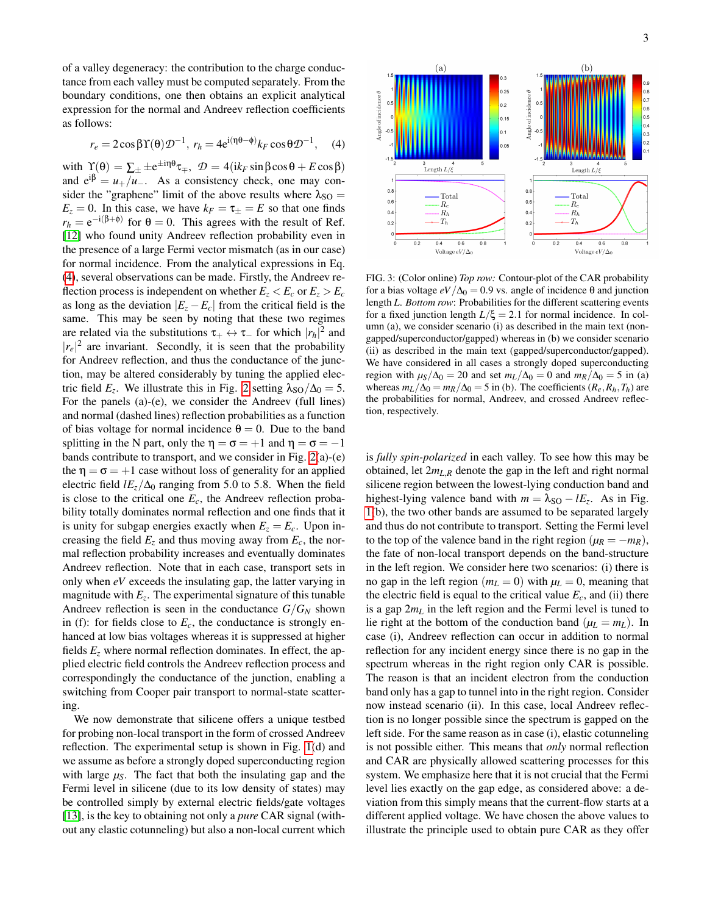of a valley degeneracy: the contribution to the charge conductance from each valley must be computed separately. From the boundary conditions, one then obtains an explicit analytical expression for the normal and Andreev reflection coefficients as follows:

$$r_e = 2\cos\beta\Upsilon(\theta)\mathcal{D}^{-1},\ r_h = 4e^{i(\eta\theta-\phi)}k_F\cos\theta\mathcal{D}^{-1}, \quad (4)$$

with $\Upsilon(\theta) = \sum_\pm \pm e^{\pm i\eta\theta}\tau_\mp$, $\mathcal{D} = 4(ik_F\sin\beta\cos\theta + E\cos\beta)$ and $e^{i\beta} = u_+/u_-$. As a consistency check, one may consider the "graphene" limit of the above results where $\lambda_{SO} = E_z = 0$. In this case, we have $k_F = \tau_\pm = E$ so that one finds $r_h = e^{-i(\beta+\phi)}$ for $\theta = 0$. This agrees with the result of Ref. [12] who found unity Andreev reflection probability even in the presence of a large Fermi vector mismatch (as in our case) for normal incidence. From the analytical expressions in Eq. (4), several observations can be made. Firstly, the Andreev reflection process is independent on whether $E_z < E_c$ or $E_z > E_c$ as long as the deviation $|E_z - E_c|$ from the critical field is the same. This may be seen by noting that these two regimes are related via the substitutions $\tau_+ \leftrightarrow \tau_-$ for which $|r_h|^2$ and $|r_e|^2$ are invariant. Secondly, it is seen that the probability for Andreev reflection, and thus the conductance of the junction, may be altered considerably by tuning the applied electric field $E_z$. We illustrate this in Fig. 2 setting $\lambda_{SO}/\Delta_0 = 5$. For the panels (a)-(e), we consider the Andreev (full lines) and normal (dashed lines) reflection probabilities as a function of bias voltage for normal incidence $\theta = 0$. Due to the band splitting in the N part, only the $\eta = \sigma = +1$ and $\eta = \sigma = -1$ bands contribute to transport, and we consider in Fig. 2(a)-(e) the $\eta = \sigma = +1$ case without loss of generality for an applied electric field $lE_z/\Delta_0$ ranging from 5.0 to 5.8. When the field is close to the critical one $E_c$, the Andreev reflection probability totally dominates normal reflection and one finds that it is unity for subgap energies exactly when $E_z = E_c$. Upon increasing the field $E_z$ and thus moving away from $E_c$, the normal reflection probability increases and eventually dominates Andreev reflection. Note that in each case, transport sets in only when $eV$ exceeds the insulating gap, the latter varying in magnitude with $E_z$. The experimental signature of this tunable Andreev reflection is seen in the conductance $G/G_N$ shown in (f): for fields close to $E_c$, the conductance is strongly enhanced at low bias voltages whereas it is suppressed at higher fields $E_z$ where normal reflection dominates. In effect, the applied electric field controls the Andreev reflection process and correspondingly the conductance of the junction, enabling a switching from Cooper pair transport to normal-state scattering.

We now demonstrate that silicene offers a unique testbed for probing non-local transport in the form of crossed Andreev reflection. The experimental setup is shown in Fig. 1(d) and we assume as before a strongly doped superconducting region with large $\mu_S$. The fact that both the insulating gap and the Fermi level in silicene (due to its low density of states) may be controlled simply by external electric fields/gate voltages [13], is the key to obtaining not only a *pure* CAR signal (without any elastic cotunneling) but also a non-local current which is *fully spin-polarized* in each valley. To see how this may be obtained, let $2m_{L,R}$ denote the gap in the left and right normal silicene region between the lowest-lying conduction band and highest-lying valence band with $m = \lambda_{SO} - lE_z$. As in Fig. 1(b), the two other bands are assumed to be separated largely and thus do not contribute to transport. Setting the Fermi level to the top of the valence band in the right region ($\mu_R = -m_R$), the fate of non-local transport depends on the band-structure in the left region. We consider here two scenarios: (i) there is no gap in the left region ($m_L = 0$) with $\mu_L = 0$, meaning that the electric field is equal to the critical value $E_c$, and (ii) there is a gap $2m_L$ in the left region and the Fermi level is tuned to lie right at the bottom of the conduction band ($\mu_L = m_L$). In case (i), Andreev reflection can occur in addition to normal reflection for any incident energy since there is no gap in the spectrum whereas in the right region only CAR is possible. The reason is that an incident electron from the conduction band only has a gap to tunnel into in the right region. Consider now instead scenario (ii). In this case, local Andreev reflection is no longer possible since the spectrum is gapped on the left side. For the same reason as in case (i), elastic cotunneling is not possible either. This means that *only* normal reflection and CAR are physically allowed scattering processes for this system. We emphasize here that it is not crucial that the Fermi level lies exactly on the gap edge, as considered above: a deviation from this simply means that the current-flow starts at a different applied voltage. We have chosen the above values to illustrate the principle used to obtain pure CAR as they offer

FIG. 3: (Color online) *Top row:* Contour-plot of the CAR probability for a bias voltage $eV/\Delta_0 = 0.9$ vs. angle of incidence $\theta$ and junction length $L$. *Bottom row*: Probabilities for the different scattering events for a fixed junction length $L/\xi = 2.1$ for normal incidence. In column (a), we consider scenario (i) as described in the main text (non-gapped/superconductor/gapped) whereas in (b) we consider scenario (ii) as described in the main text (gapped/superconductor/gapped). We have considered in all cases a strongly doped superconducting region with $\mu_S/\Delta_0 = 20$ and set $m_L/\Delta_0 = 0$ and $m_R/\Delta_0 = 5$ in (a) whereas $m_L/\Delta_0 = m_R/\Delta_0 = 5$ in (b). The coefficients $(R_e, R_h, T_h)$ are the probabilities for normal, Andreev, and crossed Andreev reflection, respectively.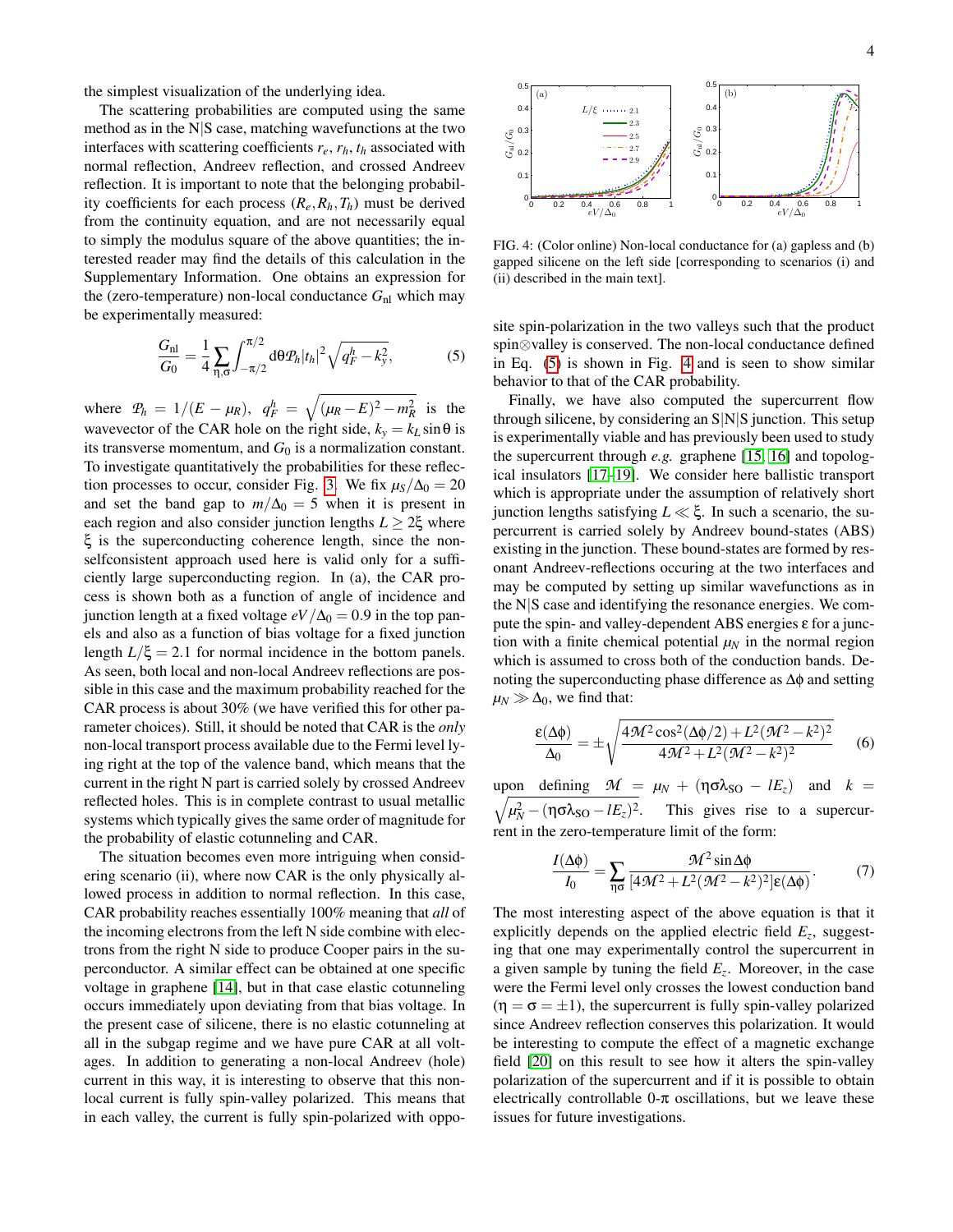the simplest visualization of the underlying idea.

The scattering probabilities are computed using the same method as in the N|S case, matching wavefunctions at the two interfaces with scattering coefficients $r_e$, $r_h$, $t_h$ associated with normal reflection, Andreev reflection, and crossed Andreev reflection. It is important to note that the belonging probability coefficients for each process ($R_e, R_h, T_h$) must be derived from the continuity equation, and are not necessarily equal to simply the modulus square of the above quantities; the interested reader may find the details of this calculation in the Supplementary Information. One obtains an expression for the (zero-temperature) non-local conductance $G_{\text{nl}}$ which may be experimentally measured:

$$\frac{G_{\text{nl}}}{G_0} = \frac{1}{4}\sum_{\eta,\sigma}\int_{-\pi/2}^{\pi/2} \mathrm{d}\theta \mathcal{P}_h |t_h|^2 \sqrt{q_F^h - k_y^2}, \tag{5}$$

where $\mathcal{P}_h = 1/(E-\mu_R)$, $q_F^h = \sqrt{(\mu_R - E)^2 - m_R^2}$ is the wavevector of the CAR hole on the right side, $k_y = k_L \sin\theta$ is its transverse momentum, and $G_0$ is a normalization constant. To investigate quantitatively the probabilities for these reflection processes to occur, consider Fig. 3. We fix $\mu_S/\Delta_0 = 20$ and set the band gap to $m/\Delta_0 = 5$ when it is present in each region and also consider junction lengths $L \geq 2\xi$ where $\xi$ is the superconducting coherence length, since the non-selfconsistent approach used here is valid only for a sufficiently large superconducting region. In (a), the CAR process is shown both as a function of angle of incidence and junction length at a fixed voltage $eV/\Delta_0 = 0.9$ in the top panels and also as a function of bias voltage for a fixed junction length $L/\xi = 2.1$ for normal incidence in the bottom panels. As seen, both local and non-local Andreev reflections are possible in this case and the maximum probability reached for the CAR process is about 30% (we have verified this for other parameter choices). Still, it should be noted that CAR is the *only* non-local transport process available due to the Fermi level lying right at the top of the valence band, which means that the current in the right N part is carried solely by crossed Andreev reflected holes. This is in complete contrast to usual metallic systems which typically gives the same order of magnitude for the probability of elastic cotunneling and CAR.

The situation becomes even more intriguing when considering scenario (ii), where now CAR is the only physically allowed process in addition to normal reflection. In this case, CAR probability reaches essentially 100% meaning that *all* of the incoming electrons from the left N side combine with electrons from the right N side to produce Cooper pairs in the superconductor. A similar effect can be obtained at one specific voltage in graphene [14], but in that case elastic cotunneling occurs immediately upon deviating from that bias voltage. In the present case of silicene, there is no elastic cotunneling at all in the subgap regime and we have pure CAR at all voltages. In addition to generating a non-local Andreev (hole) current in this way, it is interesting to observe that this non-local current is fully spin-valley polarized. This means that in each valley, the current is fully spin-polarized with opposite spin-polarization in the two valleys such that the product spin$\otimes$valley is conserved. The non-local conductance defined in Eq. (5) is shown in Fig. 4 and is seen to show similar behavior to that of the CAR probability.

FIG. 4: (Color online) Non-local conductance for (a) gapless and (b) gapped silicene on the left side [corresponding to scenarios (i) and (ii) described in the main text].

Finally, we have also computed the supercurrent flow through silicene, by considering an S|N|S junction. This setup is experimentally viable and has previously been used to study the supercurrent through *e.g.* graphene [15, 16] and topological insulators [17–19]. We consider here ballistic transport which is appropriate under the assumption of relatively short junction lengths satisfying $L \ll \xi$. In such a scenario, the supercurrent is carried solely by Andreev bound-states (ABS) existing in the junction. These bound-states are formed by resonant Andreev-reflections occuring at the two interfaces and may be computed by setting up similar wavefunctions as in the N|S case and identifying the resonance energies. We compute the spin- and valley-dependent ABS energies $\varepsilon$ for a junction with a finite chemical potential $\mu_N$ in the normal region which is assumed to cross both of the conduction bands. Denoting the superconducting phase difference as $\Delta\phi$ and setting $\mu_N \gg \Delta_0$, we find that:

$$\frac{\varepsilon(\Delta\phi)}{\Delta_0} = \pm\sqrt{\frac{4\mathcal{M}^2\cos^2(\Delta\phi/2) + L^2(\mathcal{M}^2 - k^2)^2}{4\mathcal{M}^2 + L^2(\mathcal{M}^2 - k^2)^2}} \tag{6}$$

upon defining $\mathcal{M} = \mu_N + (\eta\sigma\lambda_{\text{SO}} - lE_z)$ and $k = \sqrt{\mu_N^2 - (\eta\sigma\lambda_{\text{SO}} - lE_z)^2}$. This gives rise to a supercurrent in the zero-temperature limit of the form:

$$\frac{I(\Delta\phi)}{I_0} = \sum_{\eta\sigma} \frac{\mathcal{M}^2 \sin\Delta\phi}{[4\mathcal{M}^2 + L^2(\mathcal{M}^2 - k^2)^2]\varepsilon(\Delta\phi)}. \tag{7}$$

The most interesting aspect of the above equation is that it explicitly depends on the applied electric field $E_z$, suggesting that one may experimentally control the supercurrent in a given sample by tuning the field $E_z$. Moreover, in the case were the Fermi level only crosses the lowest conduction band ($\eta = \sigma = \pm 1$), the supercurrent is fully spin-valley polarized since Andreev reflection conserves this polarization. It would be interesting to compute the effect of a magnetic exchange field [20] on this result to see how it alters the spin-valley polarization of the supercurrent and if it is possible to obtain electrically controllable 0-$\pi$ oscillations, but we leave these issues for future investigations.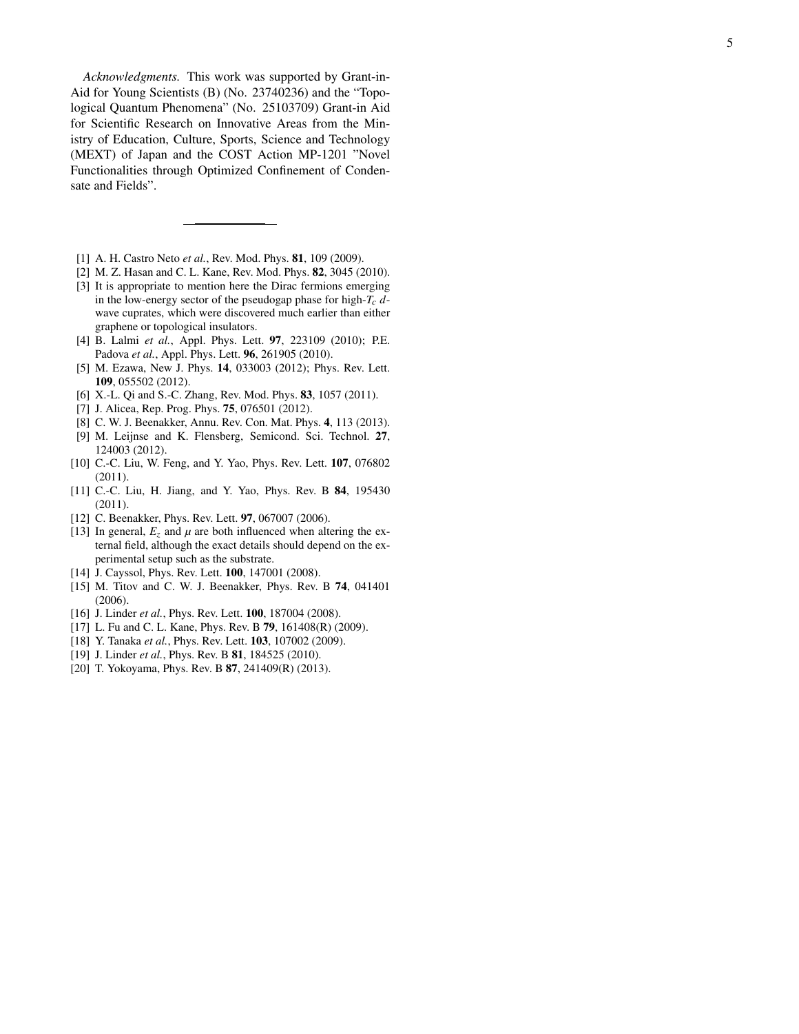*Acknowledgments.* This work was supported by Grant-in-Aid for Young Scientists (B) (No. 23740236) and the "Topological Quantum Phenomena" (No. 25103709) Grant-in Aid for Scientific Research on Innovative Areas from the Ministry of Education, Culture, Sports, Science and Technology (MEXT) of Japan and the COST Action MP-1201 "Novel Functionalities through Optimized Confinement of Condensate and Fields".

---

[1] A. H. Castro Neto *et al.*, Rev. Mod. Phys. **81**, 109 (2009).

[2] M. Z. Hasan and C. L. Kane, Rev. Mod. Phys. **82**, 3045 (2010).

[3] It is appropriate to mention here the Dirac fermions emerging in the low-energy sector of the pseudogap phase for high-$T_c$ $d$-wave cuprates, which were discovered much earlier than either graphene or topological insulators.

[4] B. Lalmi *et al.*, Appl. Phys. Lett. **97**, 223109 (2010); P.E. Padova *et al.*, Appl. Phys. Lett. **96**, 261905 (2010).

[5] M. Ezawa, New J. Phys. **14**, 033003 (2012); Phys. Rev. Lett. **109**, 055502 (2012).

[6] X.-L. Qi and S.-C. Zhang, Rev. Mod. Phys. **83**, 1057 (2011).

[7] J. Alicea, Rep. Prog. Phys. **75**, 076501 (2012).

[8] C. W. J. Beenakker, Annu. Rev. Con. Mat. Phys. **4**, 113 (2013).

[9] M. Leijnse and K. Flensberg, Semicond. Sci. Technol. **27**, 124003 (2012).

[10] C.-C. Liu, W. Feng, and Y. Yao, Phys. Rev. Lett. **107**, 076802 (2011).

[11] C.-C. Liu, H. Jiang, and Y. Yao, Phys. Rev. B **84**, 195430 (2011).

[12] C. Beenakker, Phys. Rev. Lett. **97**, 067007 (2006).

[13] In general, $E_z$ and $\mu$ are both influenced when altering the external field, although the exact details should depend on the experimental setup such as the substrate.

[14] J. Cayssol, Phys. Rev. Lett. **100**, 147001 (2008).

[15] M. Titov and C. W. J. Beenakker, Phys. Rev. B **74**, 041401 (2006).

[16] J. Linder *et al.*, Phys. Rev. Lett. **100**, 187004 (2008).

[17] L. Fu and C. L. Kane, Phys. Rev. B **79**, 161408(R) (2009).

[18] Y. Tanaka *et al.*, Phys. Rev. Lett. **103**, 107002 (2009).

[19] J. Linder *et al.*, Phys. Rev. B **81**, 184525 (2010).

[20] T. Yokoyama, Phys. Rev. B **87**, 241409(R) (2013).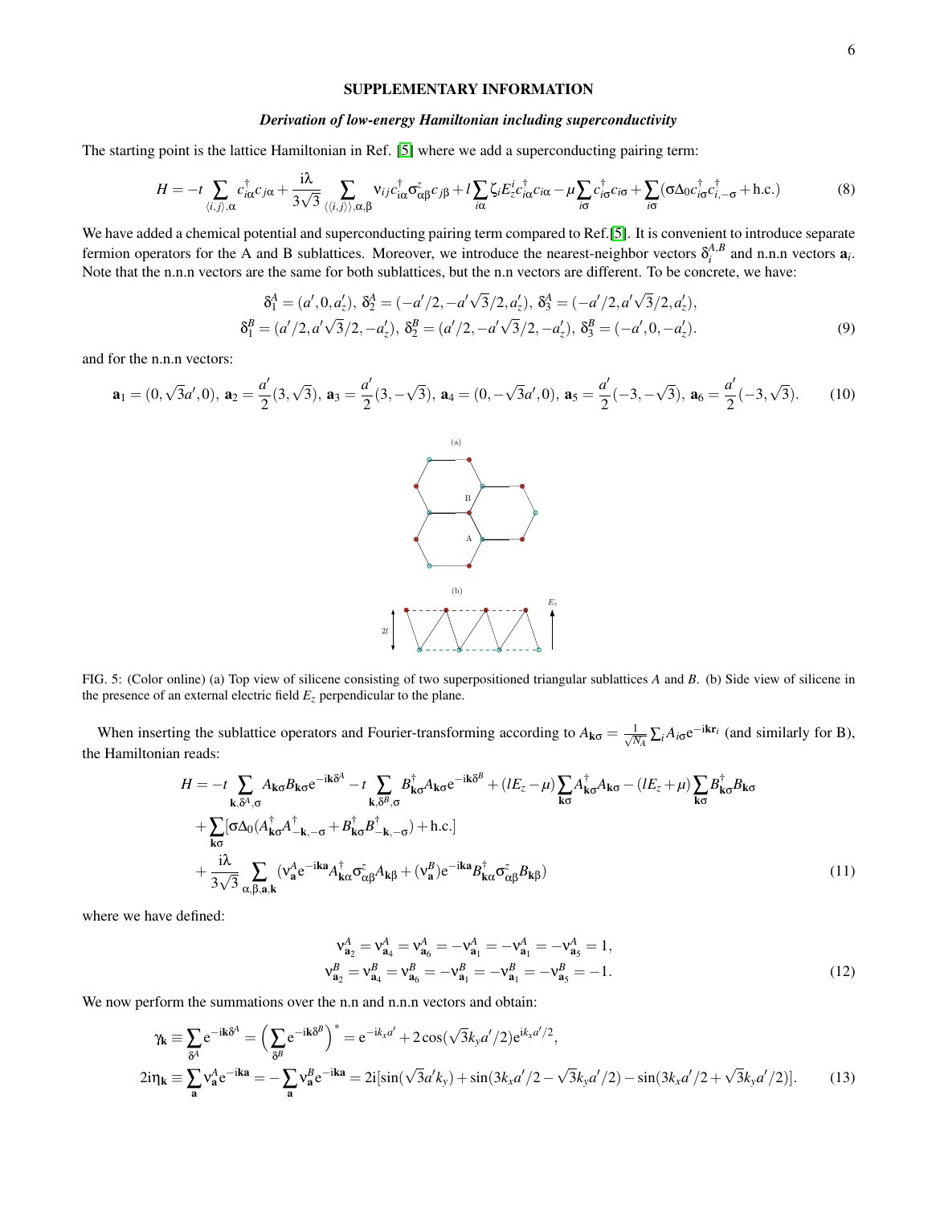# SUPPLEMENTARY INFORMATION

## *Derivation of low-energy Hamiltonian including superconductivity*

The starting point is the lattice Hamiltonian in Ref. [5] where we add a superconducting pairing term:

$$H = -t \sum_{\langle i,j \rangle,\alpha} c^\dagger_{i\alpha} c_{j\alpha} + \frac{\mathrm{i}\lambda}{3\sqrt{3}} \sum_{\langle\langle i,j \rangle\rangle,\alpha,\beta} \nu_{ij} c^\dagger_{i\alpha} \sigma^z_{\alpha\beta} c_{j\beta} + l \sum_{i\alpha} \zeta_i E^i_z c^\dagger_{i\alpha} c_{i\alpha} - \mu \sum_{i\sigma} c^\dagger_{i\sigma} c_{i\sigma} + \sum_{i\sigma} (\sigma \Delta_0 c^\dagger_{i\sigma} c^\dagger_{i,-\sigma} + \text{h.c.}) \tag{8}$$

We have added a chemical potential and superconducting pairing term compared to Ref.[5]. It is convenient to introduce separate fermion operators for the A and B sublattices. Moreover, we introduce the nearest-neighbor vectors $\delta^{A,B}_i$ and n.n.n vectors $\mathbf{a}_i$. Note that the n.n.n vectors are the same for both sublattices, but the n.n vectors are different. To be concrete, we have:

$$\delta^A_1 = (a', 0, a'_z),\ \delta^A_2 = (-a'/2, -a'\sqrt{3}/2, a'_z),\ \delta^A_3 = (-a'/2, a'\sqrt{3}/2, a'_z),$$
$$\delta^B_1 = (a'/2, a'\sqrt{3}/2, -a'_z),\ \delta^B_2 = (a'/2, -a'\sqrt{3}/2, -a'_z),\ \delta^B_3 = (-a', 0, -a'_z). \tag{9}$$

and for the n.n.n vectors:

$$\mathbf{a}_1 = (0, \sqrt{3}a', 0),\ \mathbf{a}_2 = \frac{a'}{2}(3, \sqrt{3}),\ \mathbf{a}_3 = \frac{a'}{2}(3, -\sqrt{3}),\ \mathbf{a}_4 = (0, -\sqrt{3}a', 0),\ \mathbf{a}_5 = \frac{a'}{2}(-3, -\sqrt{3}),\ \mathbf{a}_6 = \frac{a'}{2}(-3, \sqrt{3}). \tag{10}$$

FIG. 5: (Color online) (a) Top view of silicene consisting of two superpositioned triangular sublattices $A$ and $B$. (b) Side view of silicene in the presence of an external electric field $E_z$ perpendicular to the plane.

When inserting the sublattice operators and Fourier-transforming according to $A_{\mathbf{k}\sigma} = \frac{1}{\sqrt{N_A}} \sum_i A_{i\sigma} \mathrm{e}^{-\mathrm{i}\mathbf{k}\mathbf{r}_i}$ (and similarly for B), the Hamiltonian reads:

$$\begin{aligned} H = &-t \sum_{\mathbf{k},\delta^A,\sigma} A_{\mathbf{k}\sigma} B_{\mathbf{k}\sigma} \mathrm{e}^{-\mathrm{i}\mathbf{k}\delta^A} - t \sum_{\mathbf{k},\delta^B,\sigma} B^\dagger_{\mathbf{k}\sigma} A_{\mathbf{k}\sigma} \mathrm{e}^{-\mathrm{i}\mathbf{k}\delta^B} + (lE_z - \mu) \sum_{\mathbf{k}\sigma} A^\dagger_{\mathbf{k}\sigma} A_{\mathbf{k}\sigma} - (lE_z + \mu) \sum_{\mathbf{k}\sigma} B^\dagger_{\mathbf{k}\sigma} B_{\mathbf{k}\sigma} \\ &+ \sum_{\mathbf{k}\sigma} [\sigma \Delta_0 (A^\dagger_{\mathbf{k}\sigma} A^\dagger_{-\mathbf{k},-\sigma} + B^\dagger_{\mathbf{k}\sigma} B^\dagger_{-\mathbf{k},-\sigma}) + \text{h.c.}] \\ &+ \frac{\mathrm{i}\lambda}{3\sqrt{3}} \sum_{\alpha,\beta,\mathbf{a},\mathbf{k}} (\nu^A_{\mathbf{a}} \mathrm{e}^{-\mathrm{i}\mathbf{k}\mathbf{a}} A^\dagger_{\mathbf{k}\alpha} \sigma^z_{\alpha\beta} A_{\mathbf{k}\beta} + (\nu^B_{\mathbf{a}}) \mathrm{e}^{-\mathrm{i}\mathbf{k}\mathbf{a}} B^\dagger_{\mathbf{k}\alpha} \sigma^z_{\alpha\beta} B_{\mathbf{k}\beta}) \end{aligned} \tag{11}$$

where we have defined:

$$\nu^A_{\mathbf{a}_2} = \nu^A_{\mathbf{a}_4} = \nu^A_{\mathbf{a}_6} = -\nu^A_{\mathbf{a}_1} = -\nu^A_{\mathbf{a}_1} = -\nu^A_{\mathbf{a}_5} = 1,$$
$$\nu^B_{\mathbf{a}_2} = \nu^B_{\mathbf{a}_4} = \nu^B_{\mathbf{a}_6} = -\nu^B_{\mathbf{a}_1} = -\nu^B_{\mathbf{a}_1} = -\nu^B_{\mathbf{a}_5} = -1. \tag{12}$$

We now perform the summations over the n.n and n.n.n vectors and obtain:

$$\gamma_{\mathbf{k}} \equiv \sum_{\delta^A} \mathrm{e}^{-\mathrm{i}\mathbf{k}\delta^A} = \Big( \sum_{\delta^B} \mathrm{e}^{-\mathrm{i}\mathbf{k}\delta^B} \Big)^* = \mathrm{e}^{-\mathrm{i}k_x a'} + 2\cos(\sqrt{3}k_y a'/2) \mathrm{e}^{\mathrm{i}k_x a'/2},$$
$$2\mathrm{i}\eta_{\mathbf{k}} \equiv \sum_{\mathbf{a}} \nu^A_{\mathbf{a}} \mathrm{e}^{-\mathrm{i}\mathbf{k}\mathbf{a}} = -\sum_{\mathbf{a}} \nu^B_{\mathbf{a}} \mathrm{e}^{-\mathrm{i}\mathbf{k}\mathbf{a}} = 2\mathrm{i}[\sin(\sqrt{3}a'k_y) + \sin(3k_x a'/2 - \sqrt{3}k_y a'/2) - \sin(3k_x a'/2 + \sqrt{3}k_y a'/2)]. \tag{13}$$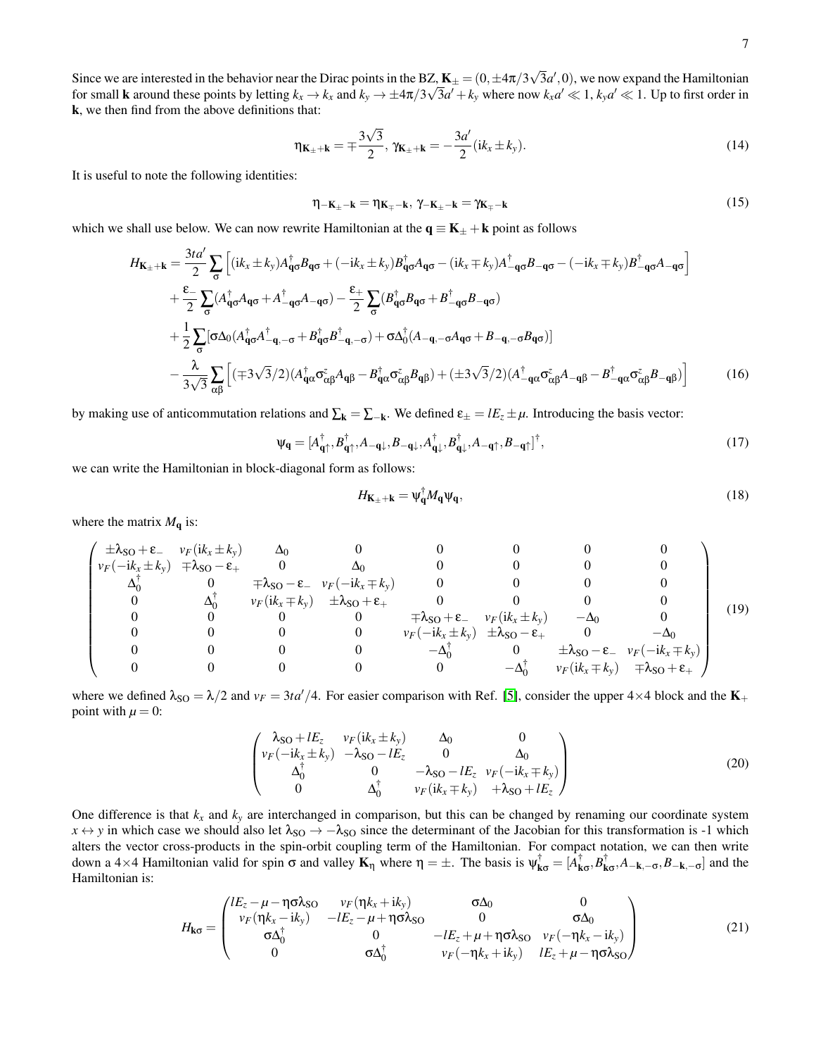Since we are interested in the behavior near the Dirac points in the BZ, $\mathbf{K}_\pm = (0, \pm 4\pi/3\sqrt{3}a', 0)$, we now expand the Hamiltonian for small $\mathbf{k}$ around these points by letting $k_x \to k_x$ and $k_y \to \pm 4\pi/3\sqrt{3}a' + k_y$ where now $k_x a' \ll 1$, $k_y a' \ll 1$. Up to first order in $\mathbf{k}$, we then find from the above definitions that:

$$\eta_{\mathbf{K}_\pm + \mathbf{k}} = \mp \frac{3\sqrt{3}}{2},\ \gamma_{\mathbf{K}_\pm + \mathbf{k}} = -\frac{3a'}{2}(\mathrm{i}k_x \pm k_y). \tag{14}$$

It is useful to note the following identities:

$$\eta_{-\mathbf{K}_\pm - \mathbf{k}} = \eta_{\mathbf{K}_\mp - \mathbf{k}},\ \gamma_{-\mathbf{K}_\pm - \mathbf{k}} = \gamma_{\mathbf{K}_\mp - \mathbf{k}} \tag{15}$$

which we shall use below. We can now rewrite Hamiltonian at the $\mathbf{q} \equiv \mathbf{K}_\pm + \mathbf{k}$ point as follows

$$\begin{aligned}
H_{\mathbf{K}_\pm + \mathbf{k}} = &\frac{3ta'}{2}\sum_\sigma \Big[(\mathrm{i}k_x \pm k_y)A^\dagger_{\mathbf{q}\sigma}B_{\mathbf{q}\sigma} + (-\mathrm{i}k_x \pm k_y)B^\dagger_{\mathbf{q}\sigma}A_{\mathbf{q}\sigma} - (\mathrm{i}k_x \mp k_y)A^\dagger_{-\mathbf{q}\sigma}B_{-\mathbf{q}\sigma} - (-\mathrm{i}k_x \mp k_y)B^\dagger_{-\mathbf{q}\sigma}A_{-\mathbf{q}\sigma}\Big] \\
&+ \frac{\varepsilon_-}{2}\sum_\sigma (A^\dagger_{\mathbf{q}\sigma}A_{\mathbf{q}\sigma} + A^\dagger_{-\mathbf{q}\sigma}A_{-\mathbf{q}\sigma}) - \frac{\varepsilon_+}{2}\sum_\sigma (B^\dagger_{\mathbf{q}\sigma}B_{\mathbf{q}\sigma} + B^\dagger_{-\mathbf{q}\sigma}B_{-\mathbf{q}\sigma}) \\
&+ \frac{1}{2}\sum_\sigma [\sigma\Delta_0(A^\dagger_{\mathbf{q}\sigma}A^\dagger_{-\mathbf{q},-\sigma} + B^\dagger_{\mathbf{q}\sigma}B^\dagger_{-\mathbf{q},-\sigma}) + \sigma\Delta_0^\dagger(A_{-\mathbf{q},-\sigma}A_{\mathbf{q}\sigma} + B_{-\mathbf{q},-\sigma}B_{\mathbf{q}\sigma})] \\
&- \frac{\lambda}{3\sqrt{3}}\sum_{\alpha\beta}\Big[(\mp 3\sqrt{3}/2)(A^\dagger_{\mathbf{q}\alpha}\sigma^z_{\alpha\beta}A_{\mathbf{q}\beta} - B^\dagger_{\mathbf{q}\alpha}\sigma^z_{\alpha\beta}B_{\mathbf{q}\beta}) + (\pm 3\sqrt{3}/2)(A^\dagger_{-\mathbf{q}\alpha}\sigma^z_{\alpha\beta}A_{-\mathbf{q}\beta} - B^\dagger_{-\mathbf{q}\alpha}\sigma^z_{\alpha\beta}B_{-\mathbf{q}\beta})\Big]
\end{aligned} \tag{16}$$

by making use of anticommutation relations and $\sum_\mathbf{k} = \sum_{-\mathbf{k}}$. We defined $\varepsilon_\pm = lE_z \pm \mu$. Introducing the basis vector:

$$\psi_\mathbf{q} = [A^\dagger_{\mathbf{q}\uparrow}, B^\dagger_{\mathbf{q}\uparrow}, A_{-\mathbf{q}\downarrow}, B_{-\mathbf{q}\downarrow}, A^\dagger_{\mathbf{q}\downarrow}, B^\dagger_{\mathbf{q}\downarrow}, A_{-\mathbf{q}\uparrow}, B_{-\mathbf{q}\uparrow}]^\dagger, \tag{17}$$

we can write the Hamiltonian in block-diagonal form as follows:

$$H_{\mathbf{K}_\pm + \mathbf{k}} = \psi^\dagger_\mathbf{q} M_\mathbf{q} \psi_\mathbf{q}, \tag{18}$$

where the matrix $M_\mathbf{q}$ is:

$$\begin{pmatrix}
\pm\lambda_{\text{SO}} + \varepsilon_- & v_F(\mathrm{i}k_x \pm k_y) & \Delta_0 & 0 & 0 & 0 & 0 & 0 \\
v_F(-\mathrm{i}k_x \pm k_y) & \mp\lambda_{\text{SO}} - \varepsilon_+ & 0 & \Delta_0 & 0 & 0 & 0 & 0 \\
\Delta_0^\dagger & 0 & \mp\lambda_{\text{SO}} - \varepsilon_- & v_F(-\mathrm{i}k_x \mp k_y) & 0 & 0 & 0 & 0 \\
0 & \Delta_0^\dagger & v_F(\mathrm{i}k_x \mp k_y) & \pm\lambda_{\text{SO}} + \varepsilon_+ & 0 & 0 & 0 & 0 \\
0 & 0 & 0 & 0 & \mp\lambda_{\text{SO}} + \varepsilon_- & v_F(\mathrm{i}k_x \pm k_y) & -\Delta_0 & 0 \\
0 & 0 & 0 & 0 & v_F(-\mathrm{i}k_x \pm k_y) & \pm\lambda_{\text{SO}} - \varepsilon_+ & 0 & -\Delta_0 \\
0 & 0 & 0 & 0 & -\Delta_0^\dagger & 0 & \pm\lambda_{\text{SO}} - \varepsilon_- & v_F(-\mathrm{i}k_x \mp k_y) \\
0 & 0 & 0 & 0 & 0 & -\Delta_0^\dagger & v_F(\mathrm{i}k_x \mp k_y) & \mp\lambda_{\text{SO}} + \varepsilon_+
\end{pmatrix} \tag{19}$$

where we defined $\lambda_{\text{SO}} = \lambda/2$ and $v_F = 3ta'/4$. For easier comparison with Ref. [5], consider the upper 4×4 block and the $\mathbf{K}_+$ point with $\mu = 0$:

$$\begin{pmatrix}
\lambda_{\text{SO}} + lE_z & v_F(\mathrm{i}k_x \pm k_y) & \Delta_0 & 0 \\
v_F(-\mathrm{i}k_x \pm k_y) & -\lambda_{\text{SO}} - lE_z & 0 & \Delta_0 \\
\Delta_0^\dagger & 0 & -\lambda_{\text{SO}} - lE_z & v_F(-\mathrm{i}k_x \mp k_y) \\
0 & \Delta_0^\dagger & v_F(\mathrm{i}k_x \mp k_y) & +\lambda_{\text{SO}} + lE_z
\end{pmatrix} \tag{20}$$

One difference is that $k_x$ and $k_y$ are interchanged in comparison, but this can be changed by renaming our coordinate system $x \leftrightarrow y$ in which case we should also let $\lambda_{\text{SO}} \to -\lambda_{\text{SO}}$ since the determinant of the Jacobian for this transformation is -1 which alters the vector cross-products in the spin-orbit coupling term of the Hamiltonian. For compact notation, we can then write down a 4×4 Hamiltonian valid for spin $\sigma$ and valley $\mathbf{K}_\eta$ where $\eta = \pm$. The basis is $\psi^\dagger_{\mathbf{k}\sigma} = [A^\dagger_{\mathbf{k}\sigma}, B^\dagger_{\mathbf{k}\sigma}, A_{-\mathbf{k},-\sigma}, B_{-\mathbf{k},-\sigma}]$ and the Hamiltonian is:

$$H_{\mathbf{k}\sigma} = \begin{pmatrix}
lE_z - \mu - \eta\sigma\lambda_{\text{SO}} & v_F(\eta k_x + \mathrm{i}k_y) & \sigma\Delta_0 & 0 \\
v_F(\eta k_x - \mathrm{i}k_y) & -lE_z - \mu + \eta\sigma\lambda_{\text{SO}} & 0 & \sigma\Delta_0 \\
\sigma\Delta_0^\dagger & 0 & -lE_z + \mu + \eta\sigma\lambda_{\text{SO}} & v_F(-\eta k_x - \mathrm{i}k_y) \\
0 & \sigma\Delta_0^\dagger & v_F(-\eta k_x + \mathrm{i}k_y) & lE_z + \mu - \eta\sigma\lambda_{\text{SO}}
\end{pmatrix} \tag{21}$$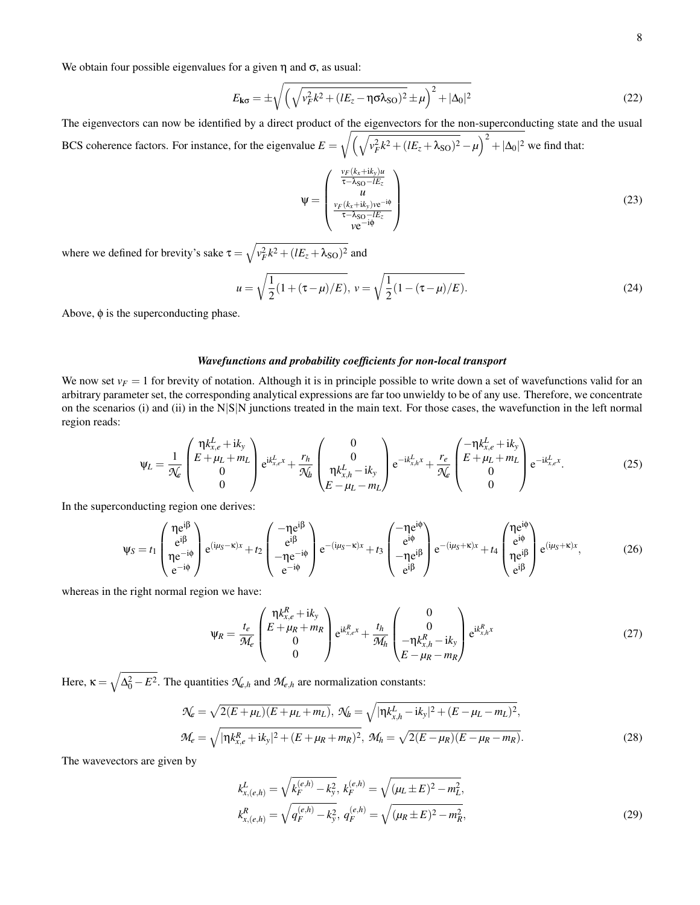We obtain four possible eigenvalues for a given $\eta$ and $\sigma$, as usual:

$$E_{\mathbf{k}\sigma} = \pm\sqrt{\left(\sqrt{v_F^2k^2 + (lE_z - \eta\sigma\lambda_{\text{SO}})^2} \pm \mu\right)^2 + |\Delta_0|^2} \tag{22}$$

The eigenvectors can now be identified by a direct product of the eigenvectors for the non-superconducting state and the usual BCS coherence factors. For instance, for the eigenvalue $E = \sqrt{\left(\sqrt{v_F^2k^2 + (lE_z + \lambda_{\text{SO}})^2} - \mu\right)^2 + |\Delta_0|^2}$ we find that:

$$\psi = \begin{pmatrix} \frac{v_F(k_x + \mathrm{i}k_y)u}{\tau - \lambda_{\text{SO}} - lE_z} \\ u \\ \frac{v_F(k_x+\mathrm{i}k_y)v\mathrm{e}^{-\mathrm{i}\phi}}{\tau - \lambda_{\text{SO}} - lE_z} \\ v\mathrm{e}^{-\mathrm{i}\phi} \end{pmatrix} \tag{23}$$

where we defined for brevity's sake $\tau = \sqrt{v_F^2k^2 + (lE_z + \lambda_{\text{SO}})^2}$ and

$$u = \sqrt{\frac{1}{2}(1 + (\tau - \mu)/E)},\ v = \sqrt{\frac{1}{2}(1 - (\tau - \mu)/E)}. \tag{24}$$

Above, $\phi$ is the superconducting phase.

### *Wavefunctions and probability coefficients for non-local transport*

We now set $v_F = 1$ for brevity of notation. Although it is in principle possible to write down a set of wavefunctions valid for an arbitrary parameter set, the corresponding analytical expressions are far too unwieldy to be of any use. Therefore, we concentrate on the scenarios (i) and (ii) in the N|S|N junctions treated in the main text. For those cases, the wavefunction in the left normal region reads:

$$\psi_L = \frac{1}{\mathcal{N}_e}\begin{pmatrix} \eta k_{x,e}^L + \mathrm{i}k_y \\ E + \mu_L + m_L \\ 0 \\ 0 \end{pmatrix}\mathrm{e}^{\mathrm{i}k_{x,e}^L x} + \frac{r_h}{\mathcal{N}_h}\begin{pmatrix} 0 \\ 0 \\ \eta k_{x,h}^L - \mathrm{i}k_y \\ E - \mu_L - m_L \end{pmatrix}\mathrm{e}^{-\mathrm{i}k_{x,h}^L x} + \frac{r_e}{\mathcal{N}_e}\begin{pmatrix} -\eta k_{x,e}^L + \mathrm{i}k_y \\ E + \mu_L + m_L \\ 0 \\ 0 \end{pmatrix}\mathrm{e}^{-\mathrm{i}k_{x,e}^L x}. \tag{25}$$

In the superconducting region one derives:

$$\psi_S = t_1\begin{pmatrix} \eta\mathrm{e}^{\mathrm{i}\beta} \\ \mathrm{e}^{\mathrm{i}\beta} \\ \eta\mathrm{e}^{-\mathrm{i}\phi} \\ \mathrm{e}^{-\mathrm{i}\phi} \end{pmatrix}\mathrm{e}^{(\mathrm{i}\mu_S - \kappa)x} + t_2\begin{pmatrix} -\eta\mathrm{e}^{\mathrm{i}\beta} \\ \mathrm{e}^{\mathrm{i}\beta} \\ -\eta\mathrm{e}^{-\mathrm{i}\phi} \\ \mathrm{e}^{-\mathrm{i}\phi} \end{pmatrix}\mathrm{e}^{-(\mathrm{i}\mu_S - \kappa)x} + t_3\begin{pmatrix} -\eta\mathrm{e}^{\mathrm{i}\phi} \\ \mathrm{e}^{\mathrm{i}\phi} \\ -\eta\mathrm{e}^{\mathrm{i}\beta} \\ \mathrm{e}^{\mathrm{i}\beta} \end{pmatrix}\mathrm{e}^{-(\mathrm{i}\mu_S + \kappa)x} + t_4\begin{pmatrix} \eta\mathrm{e}^{\mathrm{i}\phi} \\ \mathrm{e}^{\mathrm{i}\phi} \\ \eta\mathrm{e}^{\mathrm{i}\beta} \\ \mathrm{e}^{\mathrm{i}\beta} \end{pmatrix}\mathrm{e}^{(\mathrm{i}\mu_S + \kappa)x}, \tag{26}$$

whereas in the right normal region we have:

$$\psi_R = \frac{t_e}{\mathcal{M}_e}\begin{pmatrix} \eta k_{x,e}^R + \mathrm{i}k_y \\ E + \mu_R + m_R \\ 0 \\ 0 \end{pmatrix}\mathrm{e}^{\mathrm{i}k_{x,e}^R x} + \frac{t_h}{\mathcal{M}_h}\begin{pmatrix} 0 \\ 0 \\ -\eta k_{x,h}^R - \mathrm{i}k_y \\ E - \mu_R - m_R \end{pmatrix}\mathrm{e}^{\mathrm{i}k_{x,h}^R x} \tag{27}$$

Here, $\kappa = \sqrt{\Delta_0^2 - E^2}$. The quantities $\mathcal{N}_{e,h}$ and $\mathcal{M}_{e,h}$ are normalization constants:

$$\begin{aligned} \mathcal{N}_e &= \sqrt{2(E + \mu_L)(E + \mu_L + m_L)},\ \mathcal{N}_h = \sqrt{|\eta k_{x,h}^L - \mathrm{i}k_y|^2 + (E - \mu_L - m_L)^2}, \\ \mathcal{M}_e &= \sqrt{|\eta k_{x,e}^R + \mathrm{i}k_y|^2 + (E + \mu_R + m_R)^2},\ \mathcal{M}_h = \sqrt{2(E - \mu_R)(E - \mu_R - m_R)}. \end{aligned} \tag{28}$$

The wavevectors are given by

$$\begin{aligned} k_{x,(e,h)}^L &= \sqrt{k_F^{(e,h)2} - k_y^2},\ k_F^{(e,h)} = \sqrt{(\mu_L \pm E)^2 - m_L^2}, \\ k_{x,(e,h)}^R &= \sqrt{q_F^{(e,h)2} - k_y^2},\ q_F^{(e,h)} = \sqrt{(\mu_R \pm E)^2 - m_R^2}, \end{aligned} \tag{29}$$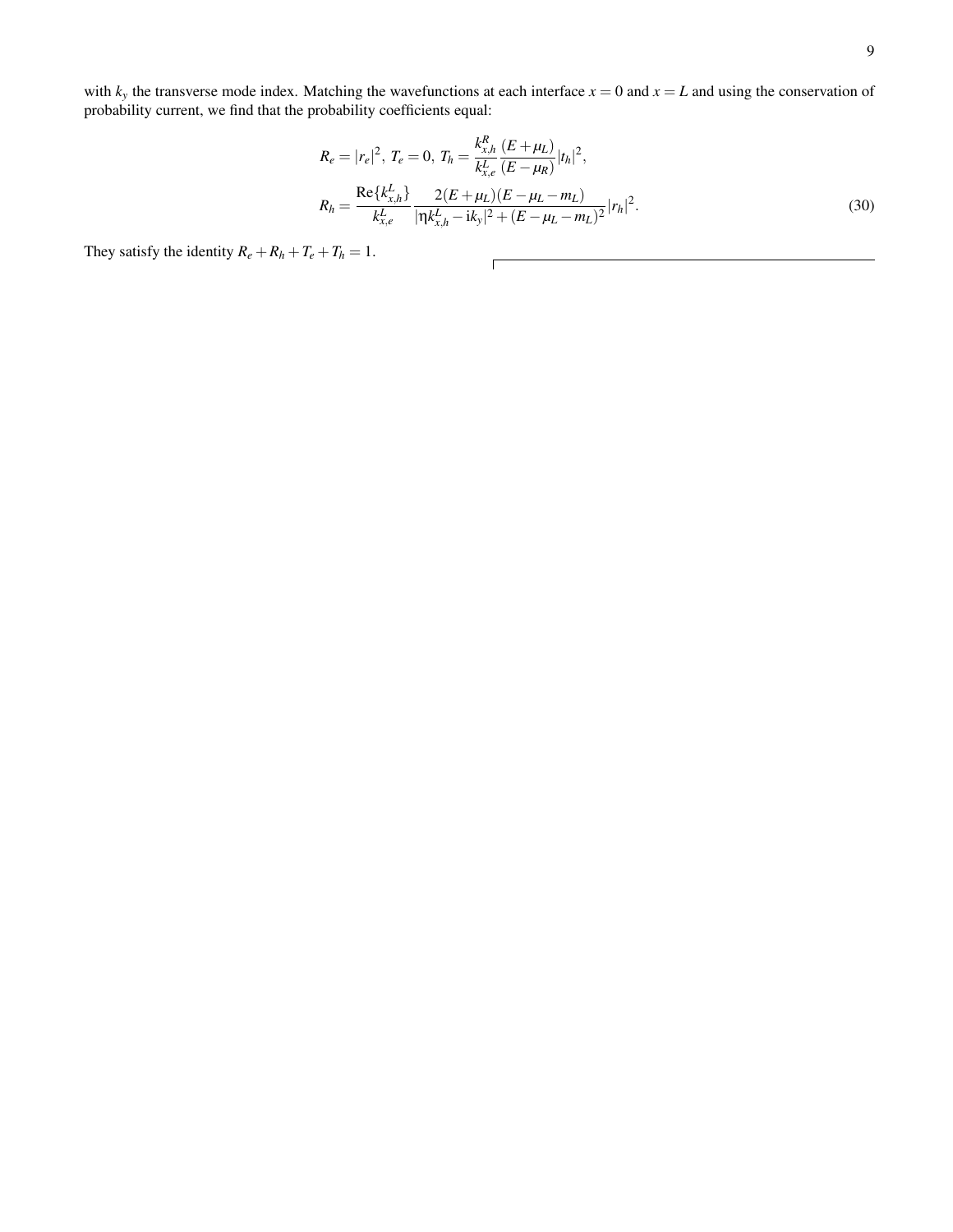with $k_y$ the transverse mode index. Matching the wavefunctions at each interface $x = 0$ and $x = L$ and using the conservation of probability current, we find that the probability coefficients equal:

$$
\begin{aligned}
R_e &= |r_e|^2,\ T_e = 0,\ T_h = \frac{k^R_{x,h}}{k^L_{x,e}} \frac{(E+\mu_L)}{(E-\mu_R)} |t_h|^2, \\
R_h &= \frac{\mathrm{Re}\{k^L_{x,h}\}}{k^L_{x,e}} \frac{2(E+\mu_L)(E-\mu_L-m_L)}{|\eta k^L_{x,h} - \mathrm{i}k_y|^2 + (E-\mu_L-m_L)^2} |r_h|^2.
\end{aligned}
\tag{30}
$$

They satisfy the identity $R_e + R_h + T_e + T_h = 1$.